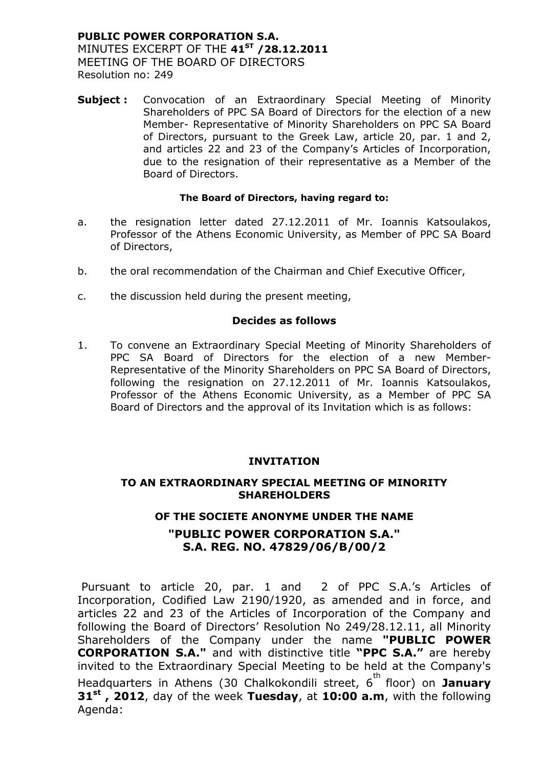**PUBLIC POWER CORPORATION S.A.**
MINUTES EXCERPT OF THE **41ST /28.12.2011**
MEETING OF THE BOARD OF DIRECTORS
Resolution no: 249

**Subject :** Convocation of an Extraordinary Special Meeting of Minority Shareholders of PPC SA Board of Directors for the election of a new Member- Representative of Minority Shareholders on PPC SA Board of Directors, pursuant to the Greek Law, article 20, par. 1 and 2, and articles 22 and 23 of the Company's Articles of Incorporation, due to the resignation of their representative as a Member of the Board of Directors.

**The Board of Directors, having regard to:**

a. the resignation letter dated 27.12.2011 of Mr. Ioannis Katsoulakos, Professor of the Athens Economic University, as Member of PPC SA Board of Directors,

b. the oral recommendation of the Chairman and Chief Executive Officer,

c. the discussion held during the present meeting,

**Decides as follows**

1. To convene an Extraordinary Special Meeting of Minority Shareholders of PPC SA Board of Directors for the election of a new Member-Representative of the Minority Shareholders on PPC SA Board of Directors, following the resignation on 27.12.2011 of Mr. Ioannis Katsoulakos, Professor of the Athens Economic University, as a Member of PPC SA Board of Directors and the approval of its Invitation which is as follows:

**INVITATION**

**TO AN EXTRAORDINARY SPECIAL MEETING OF MINORITY SHAREHOLDERS**

**OF THE SOCIETE ANONYME UNDER THE NAME**

**"PUBLIC POWER CORPORATION S.A."**
**S.A. REG. NO. 47829/06/B/00/2**

Pursuant to article 20, par. 1 and 2 of PPC S.A.'s Articles of Incorporation, Codified Law 2190/1920, as amended and in force, and articles 22 and 23 of the Articles of Incorporation of the Company and following the Board of Directors' Resolution No 249/28.12.11, all Minority Shareholders of the Company under the name **"PUBLIC POWER CORPORATION S.A."** and with distinctive title **"PPC S.A."** are hereby invited to the Extraordinary Special Meeting to be held at the Company's Headquarters in Athens (30 Chalkokondili street, 6th floor) on **January 31st , 2012**, day of the week **Tuesday**, at **10:00 a.m**, with the following Agenda: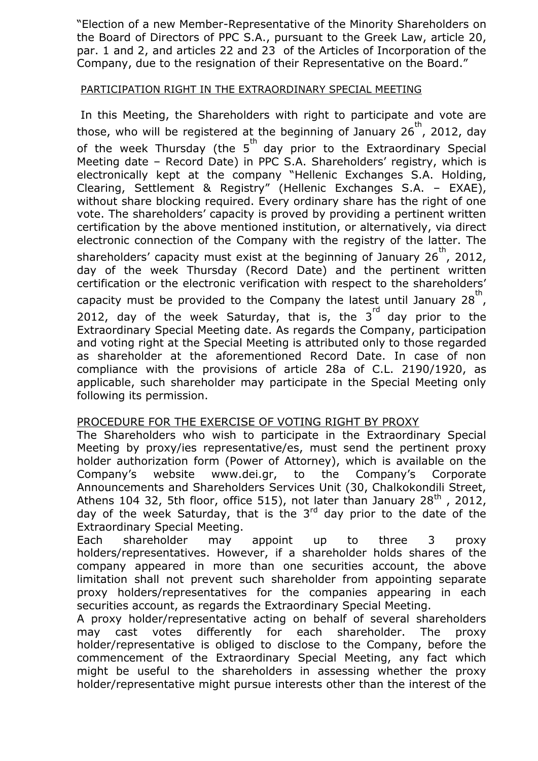"Election of a new Member-Representative of the Minority Shareholders on the Board of Directors of PPC S.A., pursuant to the Greek Law, article 20, par. 1 and 2, and articles 22 and 23 of the Articles of Incorporation of the Company, due to the resignation of their Representative on the Board."

PARTICIPATION RIGHT IN THE EXTRAORDINARY SPECIAL MEETING

In this Meeting, the Shareholders with right to participate and vote are those, who will be registered at the beginning of January 26th, 2012, day of the week Thursday (the 5th day prior to the Extraordinary Special Meeting date – Record Date) in PPC S.A. Shareholders' registry, which is electronically kept at the company "Hellenic Exchanges S.A. Holding, Clearing, Settlement & Registry" (Hellenic Exchanges S.A. – EXAE), without share blocking required. Every ordinary share has the right of one vote. The shareholders' capacity is proved by providing a pertinent written certification by the above mentioned institution, or alternatively, via direct electronic connection of the Company with the registry of the latter. The shareholders' capacity must exist at the beginning of January 26th, 2012, day of the week Thursday (Record Date) and the pertinent written certification or the electronic verification with respect to the shareholders' capacity must be provided to the Company the latest until January 28th, 2012, day of the week Saturday, that is, the 3rd day prior to the Extraordinary Special Meeting date. As regards the Company, participation and voting right at the Special Meeting is attributed only to those regarded as shareholder at the aforementioned Record Date. In case of non compliance with the provisions of article 28a of C.L. 2190/1920, as applicable, such shareholder may participate in the Special Meeting only following its permission.

PROCEDURE FOR THE EXERCISE OF VOTING RIGHT BY PROXY

The Shareholders who wish to participate in the Extraordinary Special Meeting by proxy/ies representative/es, must send the pertinent proxy holder authorization form (Power of Attorney), which is available on the Company's website www.dei.gr, to the Company's Corporate Announcements and Shareholders Services Unit (30, Chalkokondili Street, Athens 104 32, 5th floor, office 515), not later than January 28th, 2012, day of the week Saturday, that is the 3rd day prior to the date of the Extraordinary Special Meeting.

Each shareholder may appoint up to three 3 proxy holders/representatives. However, if a shareholder holds shares of the company appeared in more than one securities account, the above limitation shall not prevent such shareholder from appointing separate proxy holders/representatives for the companies appearing in each securities account, as regards the Extraordinary Special Meeting.

A proxy holder/representative acting on behalf of several shareholders may cast votes differently for each shareholder. The proxy holder/representative is obliged to disclose to the Company, before the commencement of the Extraordinary Special Meeting, any fact which might be useful to the shareholders in assessing whether the proxy holder/representative might pursue interests other than the interest of the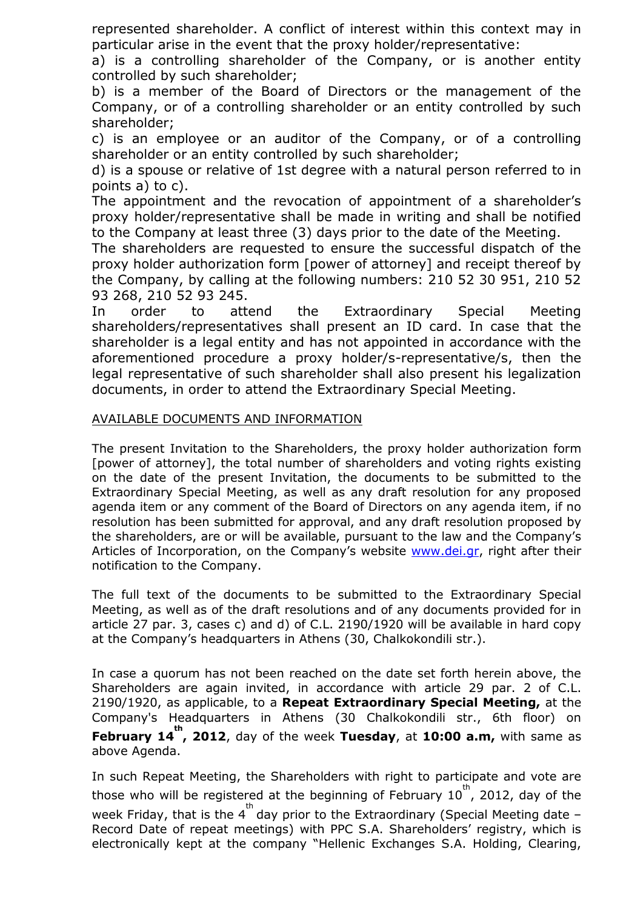represented shareholder. A conflict of interest within this context may in particular arise in the event that the proxy holder/representative:

a) is a controlling shareholder of the Company, or is another entity controlled by such shareholder;

b) is a member of the Board of Directors or the management of the Company, or of a controlling shareholder or an entity controlled by such shareholder;

c) is an employee or an auditor of the Company, or of a controlling shareholder or an entity controlled by such shareholder;

d) is a spouse or relative of 1st degree with a natural person referred to in points a) to c).

The appointment and the revocation of appointment of a shareholder's proxy holder/representative shall be made in writing and shall be notified to the Company at least three (3) days prior to the date of the Meeting.

The shareholders are requested to ensure the successful dispatch of the proxy holder authorization form [power of attorney] and receipt thereof by the Company, by calling at the following numbers: 210 52 30 951, 210 52 93 268, 210 52 93 245.

In order to attend the Extraordinary Special Meeting shareholders/representatives shall present an ID card. In case that the shareholder is a legal entity and has not appointed in accordance with the aforementioned procedure a proxy holder/s-representative/s, then the legal representative of such shareholder shall also present his legalization documents, in order to attend the Extraordinary Special Meeting.

AVAILABLE DOCUMENTS AND INFORMATION

The present Invitation to the Shareholders, the proxy holder authorization form [power of attorney], the total number of shareholders and voting rights existing on the date of the present Invitation, the documents to be submitted to the Extraordinary Special Meeting, as well as any draft resolution for any proposed agenda item or any comment of the Board of Directors on any agenda item, if no resolution has been submitted for approval, and any draft resolution proposed by the shareholders, are or will be available, pursuant to the law and the Company's Articles of Incorporation, on the Company's website www.dei.gr, right after their notification to the Company.

The full text of the documents to be submitted to the Extraordinary Special Meeting, as well as of the draft resolutions and of any documents provided for in article 27 par. 3, cases c) and d) of C.L. 2190/1920 will be available in hard copy at the Company's headquarters in Athens (30, Chalkokondili str.).

In case a quorum has not been reached on the date set forth herein above, the Shareholders are again invited, in accordance with article 29 par. 2 of C.L. 2190/1920, as applicable, to a **Repeat Extraordinary Special Meeting,** at the Company's Headquarters in Athens (30 Chalkokondili str., 6th floor) on **February 14th, 2012**, day of the week **Tuesday**, at **10:00 a.m,** with same as above Agenda.

In such Repeat Meeting, the Shareholders with right to participate and vote are those who will be registered at the beginning of February 10th, 2012, day of the week Friday, that is the 4th day prior to the Extraordinary (Special Meeting date – Record Date of repeat meetings) with PPC S.A. Shareholders' registry, which is electronically kept at the company "Hellenic Exchanges S.A. Holding, Clearing,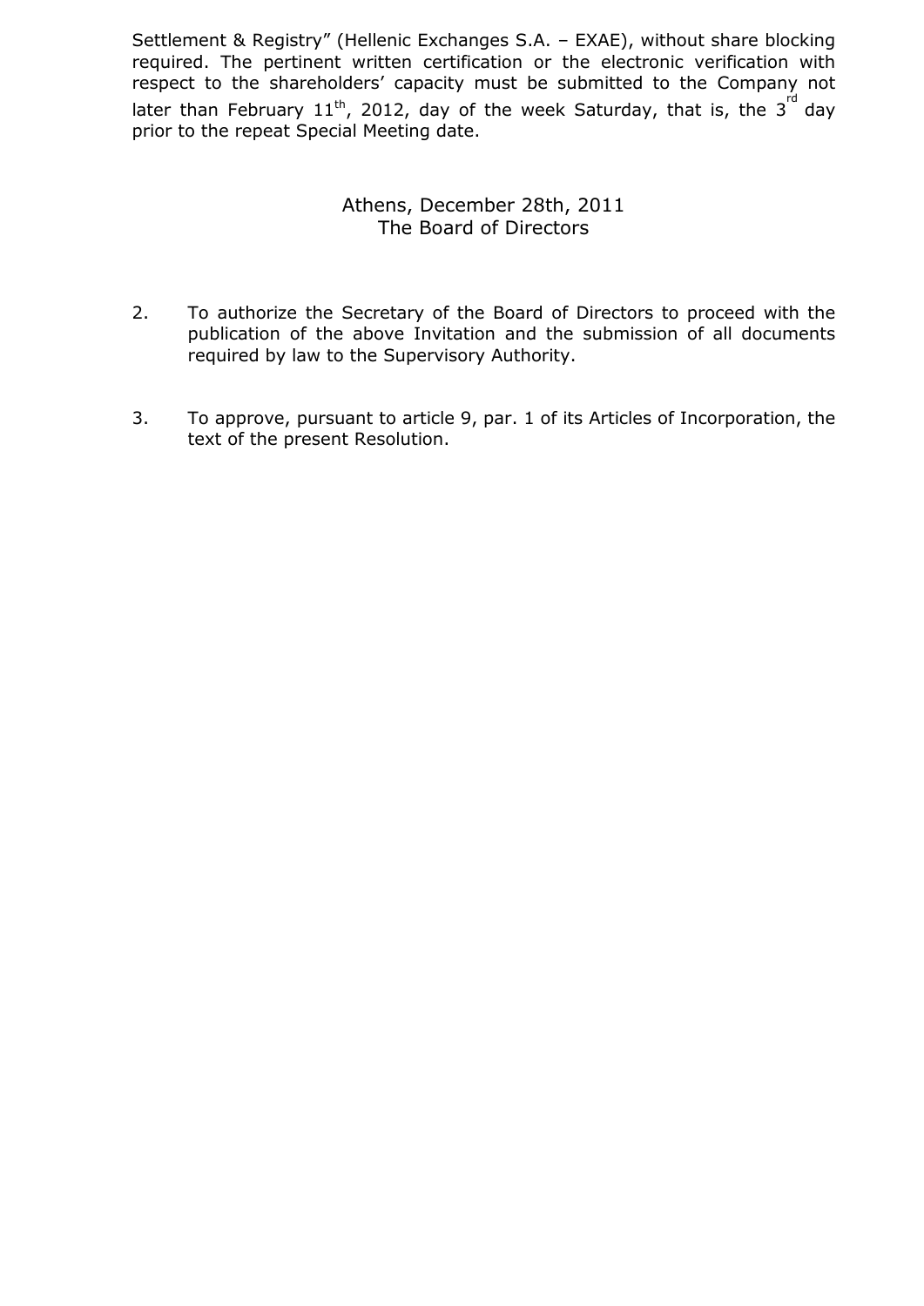Settlement & Registry" (Hellenic Exchanges S.A. – EXAE), without share blocking required. The pertinent written certification or the electronic verification with respect to the shareholders' capacity must be submitted to the Company not later than February 11th, 2012, day of the week Saturday, that is, the 3rd day prior to the repeat Special Meeting date.

Athens, December 28th, 2011
The Board of Directors

2. To authorize the Secretary of the Board of Directors to proceed with the publication of the above Invitation and the submission of all documents required by law to the Supervisory Authority.

3. To approve, pursuant to article 9, par. 1 of its Articles of Incorporation, the text of the present Resolution.